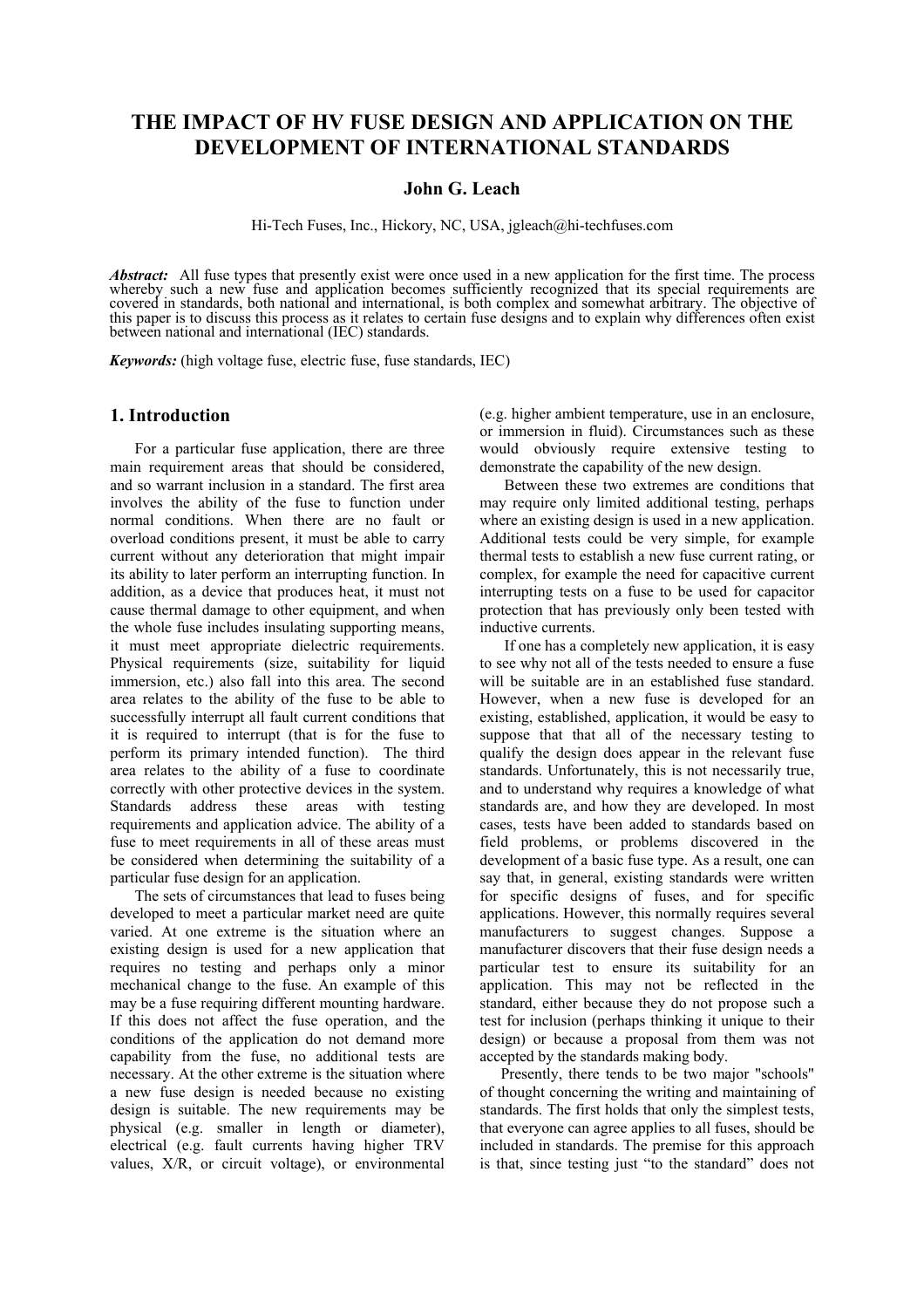# THE IMPACT OF HV FUSE DESIGN AND APPLICATION ON THE DEVELOPMENT OF INTERNATIONAL STANDARDS

**John G. Leach**

Hi-Tech Fuses, Inc., Hickory, NC, USA, jgleach@hi-techfuses.com

***Abstract:*** All fuse types that presently exist were once used in a new application for the first time. The process whereby such a new fuse and application becomes sufficiently recognized that its special requirements are covered in standards, both national and international, is both complex and somewhat arbitrary. The objective of this paper is to discuss this process as it relates to certain fuse designs and to explain why differences often exist between national and international (IEC) standards.

***Keywords:*** (high voltage fuse, electric fuse, fuse standards, IEC)

## 1. Introduction

For a particular fuse application, there are three main requirement areas that should be considered, and so warrant inclusion in a standard. The first area involves the ability of the fuse to function under normal conditions. When there are no fault or overload conditions present, it must be able to carry current without any deterioration that might impair its ability to later perform an interrupting function. In addition, as a device that produces heat, it must not cause thermal damage to other equipment, and when the whole fuse includes insulating supporting means, it must meet appropriate dielectric requirements. Physical requirements (size, suitability for liquid immersion, etc.) also fall into this area. The second area relates to the ability of the fuse to be able to successfully interrupt all fault current conditions that it is required to interrupt (that is for the fuse to perform its primary intended function). The third area relates to the ability of a fuse to coordinate correctly with other protective devices in the system. Standards address these areas with testing requirements and application advice. The ability of a fuse to meet requirements in all of these areas must be considered when determining the suitability of a particular fuse design for an application.

The sets of circumstances that lead to fuses being developed to meet a particular market need are quite varied. At one extreme is the situation where an existing design is used for a new application that requires no testing and perhaps only a minor mechanical change to the fuse. An example of this may be a fuse requiring different mounting hardware. If this does not affect the fuse operation, and the conditions of the application do not demand more capability from the fuse, no additional tests are necessary. At the other extreme is the situation where a new fuse design is needed because no existing design is suitable. The new requirements may be physical (e.g. smaller in length or diameter), electrical (e.g. fault currents having higher TRV values, X/R, or circuit voltage), or environmental (e.g. higher ambient temperature, use in an enclosure, or immersion in fluid). Circumstances such as these would obviously require extensive testing to demonstrate the capability of the new design.

Between these two extremes are conditions that may require only limited additional testing, perhaps where an existing design is used in a new application. Additional tests could be very simple, for example thermal tests to establish a new fuse current rating, or complex, for example the need for capacitive current interrupting tests on a fuse to be used for capacitor protection that has previously only been tested with inductive currents.

If one has a completely new application, it is easy to see why not all of the tests needed to ensure a fuse will be suitable are in an established fuse standard. However, when a new fuse is developed for an existing, established, application, it would be easy to suppose that that all of the necessary testing to qualify the design does appear in the relevant fuse standards. Unfortunately, this is not necessarily true, and to understand why requires a knowledge of what standards are, and how they are developed. In most cases, tests have been added to standards based on field problems, or problems discovered in the development of a basic fuse type. As a result, one can say that, in general, existing standards were written for specific designs of fuses, and for specific applications. However, this normally requires several manufacturers to suggest changes. Suppose a manufacturer discovers that their fuse design needs a particular test to ensure its suitability for an application. This may not be reflected in the standard, either because they do not propose such a test for inclusion (perhaps thinking it unique to their design) or because a proposal from them was not accepted by the standards making body.

Presently, there tends to be two major "schools" of thought concerning the writing and maintaining of standards. The first holds that only the simplest tests, that everyone can agree applies to all fuses, should be included in standards. The premise for this approach is that, since testing just "to the standard" does not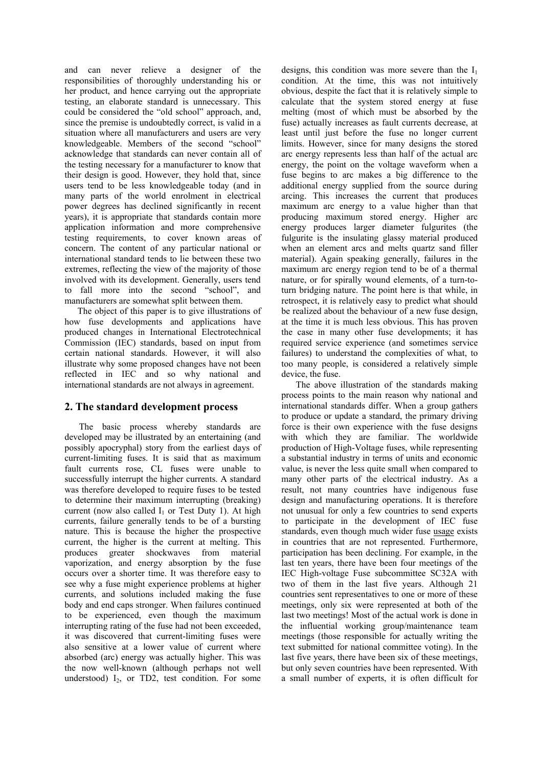and can never relieve a designer of the responsibilities of thoroughly understanding his or her product, and hence carrying out the appropriate testing, an elaborate standard is unnecessary. This could be considered the "old school" approach, and, since the premise is undoubtedly correct, is valid in a situation where all manufacturers and users are very knowledgeable. Members of the second "school" acknowledge that standards can never contain all of the testing necessary for a manufacturer to know that their design is good. However, they hold that, since users tend to be less knowledgeable today (and in many parts of the world enrolment in electrical power degrees has declined significantly in recent years), it is appropriate that standards contain more application information and more comprehensive testing requirements, to cover known areas of concern. The content of any particular national or international standard tends to lie between these two extremes, reflecting the view of the majority of those involved with its development. Generally, users tend to fall more into the second "school", and manufacturers are somewhat split between them.

The object of this paper is to give illustrations of how fuse developments and applications have produced changes in International Electrotechnical Commission (IEC) standards, based on input from certain national standards. However, it will also illustrate why some proposed changes have not been reflected in IEC and so why national and international standards are not always in agreement.

## 2. The standard development process

The basic process whereby standards are developed may be illustrated by an entertaining (and possibly apocryphal) story from the earlier days of current-limiting fuses. It is said that as maximum fault currents rose, CL fuses were unable to successfully interrupt the higher currents. A standard was therefore developed to require fuses to be tested to determine their maximum interrupting (breaking) current (now also called $I_1$ or Test Duty 1). At high currents, failure generally tends to be of a bursting nature. This is because the higher the prospective current, the higher is the current at melting. This produces greater shockwaves from material vaporization, and energy absorption by the fuse occurs over a shorter time. It was therefore easy to see why a fuse might experience problems at higher currents, and solutions included making the fuse body and end caps stronger. When failures continued to be experienced, even though the maximum interrupting rating of the fuse had not been exceeded, it was discovered that current-limiting fuses were also sensitive at a lower value of current where absorbed (arc) energy was actually higher. This was the now well-known (although perhaps not well understood) $I_2$, or TD2, test condition. For some designs, this condition was more severe than the $I_1$ condition. At the time, this was not intuitively obvious, despite the fact that it is relatively simple to calculate that the system stored energy at fuse melting (most of which must be absorbed by the fuse) actually increases as fault currents decrease, at least until just before the fuse no longer current limits. However, since for many designs the stored arc energy represents less than half of the actual arc energy, the point on the voltage waveform when a fuse begins to arc makes a big difference to the additional energy supplied from the source during arcing. This increases the current that produces maximum arc energy to a value higher than that producing maximum stored energy. Higher arc energy produces larger diameter fulgurites (the fulgurite is the insulating glassy material produced when an element arcs and melts quartz sand filler material). Again speaking generally, failures in the maximum arc energy region tend to be of a thermal nature, or for spirally wound elements, of a turn-to-turn bridging nature. The point here is that while, in retrospect, it is relatively easy to predict what should be realized about the behaviour of a new fuse design, at the time it is much less obvious. This has proven the case in many other fuse developments; it has required service experience (and sometimes service failures) to understand the complexities of what, to too many people, is considered a relatively simple device, the fuse.

The above illustration of the standards making process points to the main reason why national and international standards differ. When a group gathers to produce or update a standard, the primary driving force is their own experience with the fuse designs with which they are familiar. The worldwide production of High-Voltage fuses, while representing a substantial industry in terms of units and economic value, is never the less quite small when compared to many other parts of the electrical industry. As a result, not many countries have indigenous fuse design and manufacturing operations. It is therefore not unusual for only a few countries to send experts to participate in the development of IEC fuse standards, even though much wider fuse usage exists in countries that are not represented. Furthermore, participation has been declining. For example, in the last ten years, there have been four meetings of the IEC High-voltage Fuse subcommittee SC32A with two of them in the last five years. Although 21 countries sent representatives to one or more of these meetings, only six were represented at both of the last two meetings! Most of the actual work is done in the influential working group/maintenance team meetings (those responsible for actually writing the text submitted for national committee voting). In the last five years, there have been six of these meetings, but only seven countries have been represented. With a small number of experts, it is often difficult for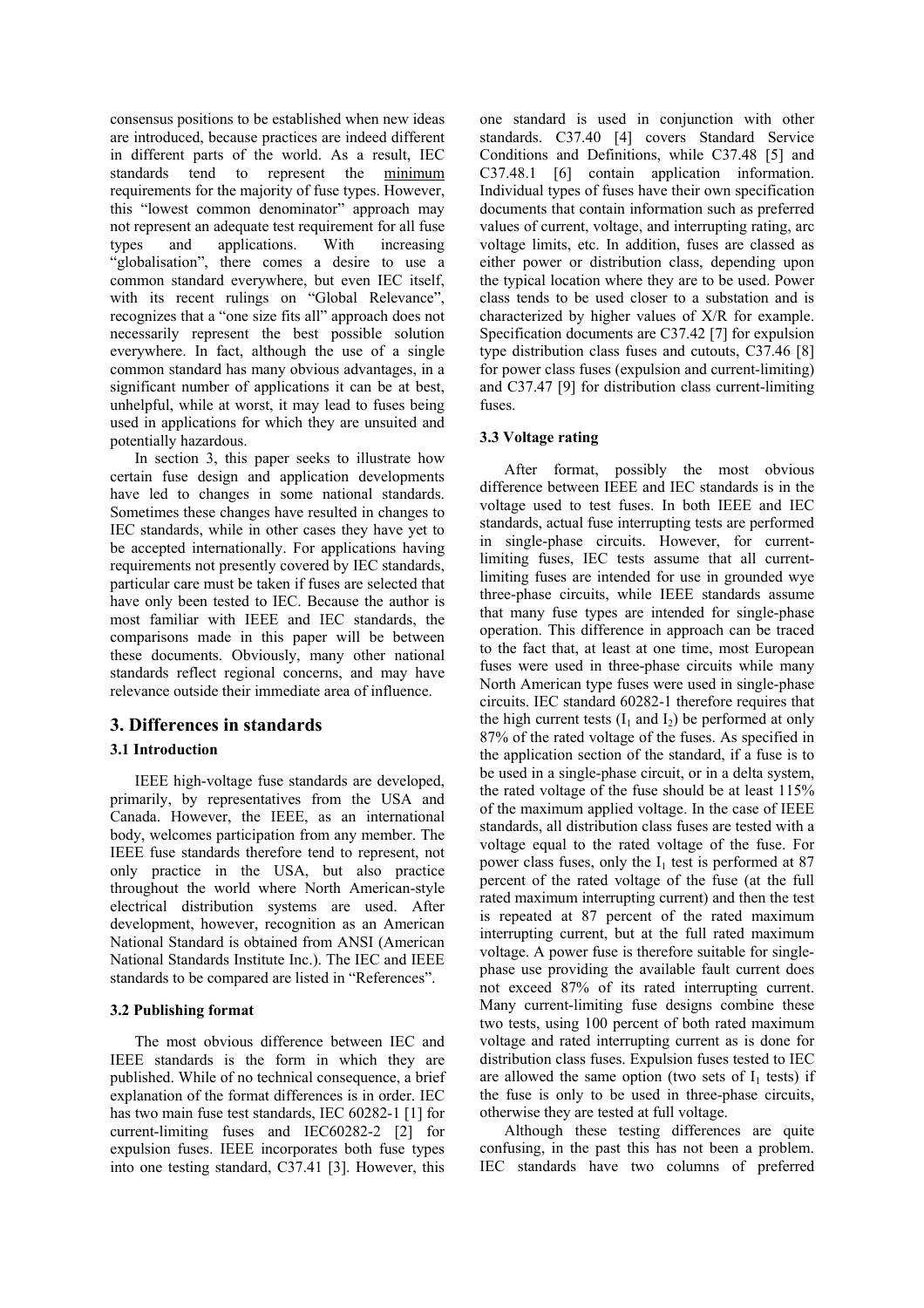consensus positions to be established when new ideas are introduced, because practices are indeed different in different parts of the world. As a result, IEC standards tend to represent the minimum requirements for the majority of fuse types. However, this "lowest common denominator" approach may not represent an adequate test requirement for all fuse types and applications. With increasing "globalisation", there comes a desire to use a common standard everywhere, but even IEC itself, with its recent rulings on "Global Relevance", recognizes that a "one size fits all" approach does not necessarily represent the best possible solution everywhere. In fact, although the use of a single common standard has many obvious advantages, in a significant number of applications it can be at best, unhelpful, while at worst, it may lead to fuses being used in applications for which they are unsuited and potentially hazardous.

In section 3, this paper seeks to illustrate how certain fuse design and application developments have led to changes in some national standards. Sometimes these changes have resulted in changes to IEC standards, while in other cases they have yet to be accepted internationally. For applications having requirements not presently covered by IEC standards, particular care must be taken if fuses are selected that have only been tested to IEC. Because the author is most familiar with IEEE and IEC standards, the comparisons made in this paper will be between these documents. Obviously, many other national standards reflect regional concerns, and may have relevance outside their immediate area of influence.

## 3. Differences in standards

### 3.1 Introduction

IEEE high-voltage fuse standards are developed, primarily, by representatives from the USA and Canada. However, the IEEE, as an international body, welcomes participation from any member. The IEEE fuse standards therefore tend to represent, not only practice in the USA, but also practice throughout the world where North American-style electrical distribution systems are used. After development, however, recognition as an American National Standard is obtained from ANSI (American National Standards Institute Inc.). The IEC and IEEE standards to be compared are listed in "References".

### 3.2 Publishing format

The most obvious difference between IEC and IEEE standards is the form in which they are published. While of no technical consequence, a brief explanation of the format differences is in order. IEC has two main fuse test standards, IEC 60282-1 [1] for current-limiting fuses and IEC60282-2 [2] for expulsion fuses. IEEE incorporates both fuse types into one testing standard, C37.41 [3]. However, this one standard is used in conjunction with other standards. C37.40 [4] covers Standard Service Conditions and Definitions, while C37.48 [5] and C37.48.1 [6] contain application information. Individual types of fuses have their own specification documents that contain information such as preferred values of current, voltage, and interrupting rating, arc voltage limits, etc. In addition, fuses are classed as either power or distribution class, depending upon the typical location where they are to be used. Power class tends to be used closer to a substation and is characterized by higher values of X/R for example. Specification documents are C37.42 [7] for expulsion type distribution class fuses and cutouts, C37.46 [8] for power class fuses (expulsion and current-limiting) and C37.47 [9] for distribution class current-limiting fuses.

### 3.3 Voltage rating

After format, possibly the most obvious difference between IEEE and IEC standards is in the voltage used to test fuses. In both IEEE and IEC standards, actual fuse interrupting tests are performed in single-phase circuits. However, for current-limiting fuses, IEC tests assume that all current-limiting fuses are intended for use in grounded wye three-phase circuits, while IEEE standards assume that many fuse types are intended for single-phase operation. This difference in approach can be traced to the fact that, at least at one time, most European fuses were used in three-phase circuits while many North American type fuses were used in single-phase circuits. IEC standard 60282-1 therefore requires that the high current tests ($I_1$ and $I_2$) be performed at only 87% of the rated voltage of the fuses. As specified in the application section of the standard, if a fuse is to be used in a single-phase circuit, or in a delta system, the rated voltage of the fuse should be at least 115% of the maximum applied voltage. In the case of IEEE standards, all distribution class fuses are tested with a voltage equal to the rated voltage of the fuse. For power class fuses, only the $I_1$ test is performed at 87 percent of the rated voltage of the fuse (at the full rated maximum interrupting current) and then the test is repeated at 87 percent of the rated maximum interrupting current, but at the full rated maximum voltage. A power fuse is therefore suitable for single-phase use providing the available fault current does not exceed 87% of its rated interrupting current. Many current-limiting fuse designs combine these two tests, using 100 percent of both rated maximum voltage and rated interrupting current as is done for distribution class fuses. Expulsion fuses tested to IEC are allowed the same option (two sets of $I_1$ tests) if the fuse is only to be used in three-phase circuits, otherwise they are tested at full voltage.

Although these testing differences are quite confusing, in the past this has not been a problem. IEC standards have two columns of preferred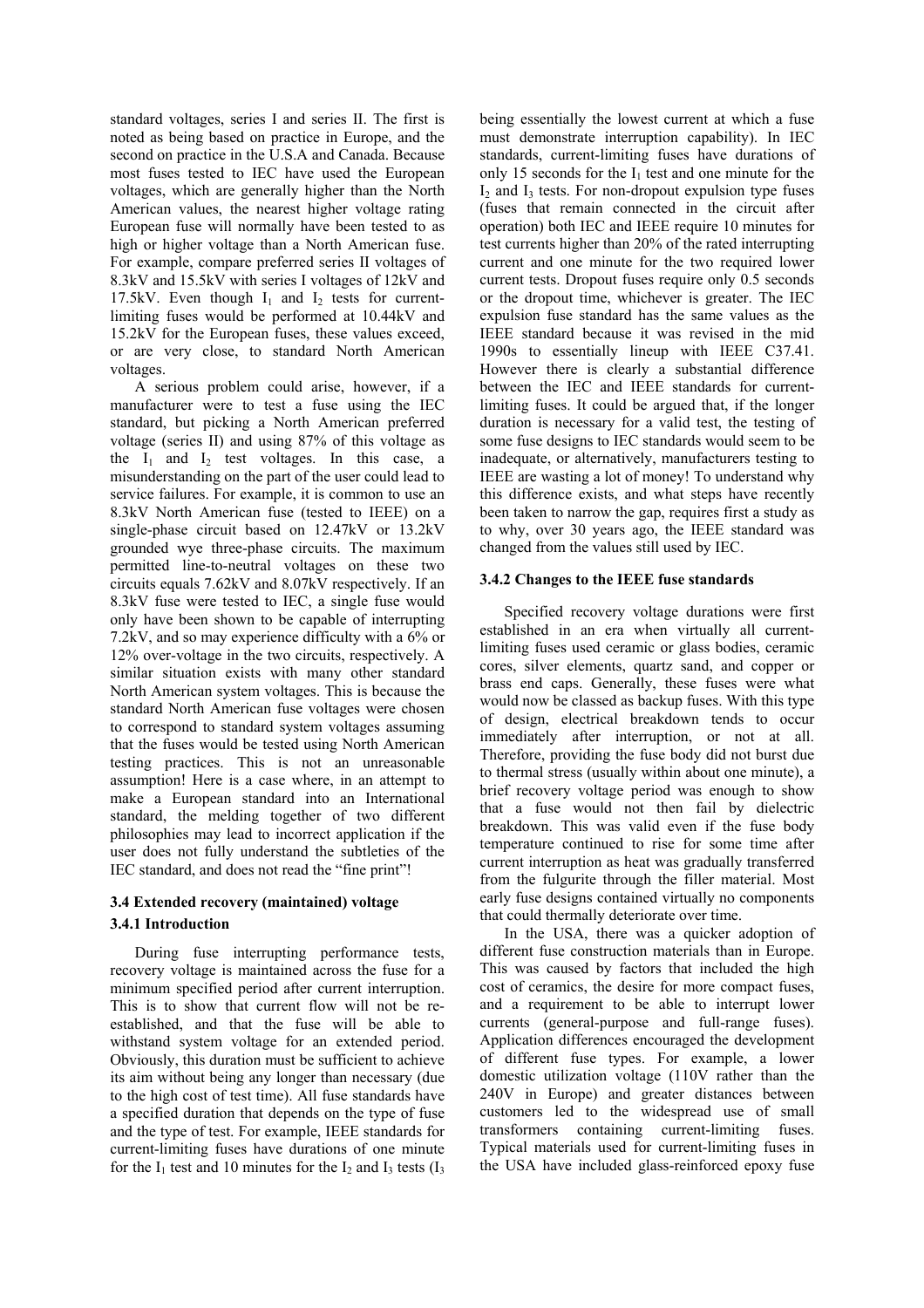standard voltages, series I and series II. The first is noted as being based on practice in Europe, and the second on practice in the U.S.A and Canada. Because most fuses tested to IEC have used the European voltages, which are generally higher than the North American values, the nearest higher voltage rating European fuse will normally have been tested to as high or higher voltage than a North American fuse. For example, compare preferred series II voltages of 8.3kV and 15.5kV with series I voltages of 12kV and 17.5kV. Even though $I_1$ and $I_2$ tests for current-limiting fuses would be performed at 10.44kV and 15.2kV for the European fuses, these values exceed, or are very close, to standard North American voltages.

A serious problem could arise, however, if a manufacturer were to test a fuse using the IEC standard, but picking a North American preferred voltage (series II) and using 87% of this voltage as the $I_1$ and $I_2$ test voltages. In this case, a misunderstanding on the part of the user could lead to service failures. For example, it is common to use an 8.3kV North American fuse (tested to IEEE) on a single-phase circuit based on 12.47kV or 13.2kV grounded wye three-phase circuits. The maximum permitted line-to-neutral voltages on these two circuits equals 7.62kV and 8.07kV respectively. If an 8.3kV fuse were tested to IEC, a single fuse would only have been shown to be capable of interrupting 7.2kV, and so may experience difficulty with a 6% or 12% over-voltage in the two circuits, respectively. A similar situation exists with many other standard North American system voltages. This is because the standard North American fuse voltages were chosen to correspond to standard system voltages assuming that the fuses would be tested using North American testing practices. This is not an unreasonable assumption! Here is a case where, in an attempt to make a European standard into an International standard, the melding together of two different philosophies may lead to incorrect application if the user does not fully understand the subtleties of the IEC standard, and does not read the "fine print"!

### 3.4 Extended recovery (maintained) voltage

#### 3.4.1 Introduction

During fuse interrupting performance tests, recovery voltage is maintained across the fuse for a minimum specified period after current interruption. This is to show that current flow will not be re-established, and that the fuse will be able to withstand system voltage for an extended period. Obviously, this duration must be sufficient to achieve its aim without being any longer than necessary (due to the high cost of test time). All fuse standards have a specified duration that depends on the type of fuse and the type of test. For example, IEEE standards for current-limiting fuses have durations of one minute for the $I_1$ test and 10 minutes for the $I_2$ and $I_3$ tests ($I_3$ being essentially the lowest current at which a fuse must demonstrate interruption capability). In IEC standards, current-limiting fuses have durations of only 15 seconds for the $I_1$ test and one minute for the $I_2$ and $I_3$ tests. For non-dropout expulsion type fuses (fuses that remain connected in the circuit after operation) both IEC and IEEE require 10 minutes for test currents higher than 20% of the rated interrupting current and one minute for the two required lower current tests. Dropout fuses require only 0.5 seconds or the dropout time, whichever is greater. The IEC expulsion fuse standard has the same values as the IEEE standard because it was revised in the mid 1990s to essentially lineup with IEEE C37.41. However there is clearly a substantial difference between the IEC and IEEE standards for current-limiting fuses. It could be argued that, if the longer duration is necessary for a valid test, the testing of some fuse designs to IEC standards would seem to be inadequate, or alternatively, manufacturers testing to IEEE are wasting a lot of money! To understand why this difference exists, and what steps have recently been taken to narrow the gap, requires first a study as to why, over 30 years ago, the IEEE standard was changed from the values still used by IEC.

#### 3.4.2 Changes to the IEEE fuse standards

Specified recovery voltage durations were first established in an era when virtually all current-limiting fuses used ceramic or glass bodies, ceramic cores, silver elements, quartz sand, and copper or brass end caps. Generally, these fuses were what would now be classed as backup fuses. With this type of design, electrical breakdown tends to occur immediately after interruption, or not at all. Therefore, providing the fuse body did not burst due to thermal stress (usually within about one minute), a brief recovery voltage period was enough to show that a fuse would not then fail by dielectric breakdown. This was valid even if the fuse body temperature continued to rise for some time after current interruption as heat was gradually transferred from the fulgurite through the filler material. Most early fuse designs contained virtually no components that could thermally deteriorate over time.

In the USA, there was a quicker adoption of different fuse construction materials than in Europe. This was caused by factors that included the high cost of ceramics, the desire for more compact fuses, and a requirement to be able to interrupt lower currents (general-purpose and full-range fuses). Application differences encouraged the development of different fuse types. For example, a lower domestic utilization voltage (110V rather than the 240V in Europe) and greater distances between customers led to the widespread use of small transformers containing current-limiting fuses. Typical materials used for current-limiting fuses in the USA have included glass-reinforced epoxy fuse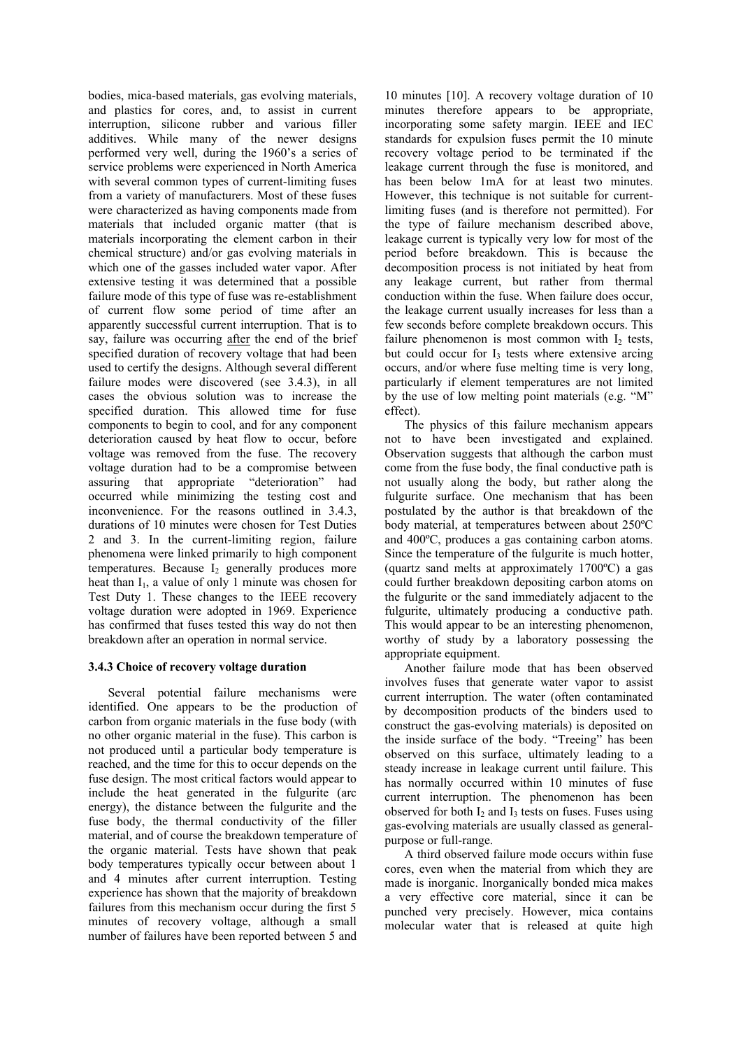bodies, mica-based materials, gas evolving materials, and plastics for cores, and, to assist in current interruption, silicone rubber and various filler additives. While many of the newer designs performed very well, during the 1960's a series of service problems were experienced in North America with several common types of current-limiting fuses from a variety of manufacturers. Most of these fuses were characterized as having components made from materials that included organic matter (that is materials incorporating the element carbon in their chemical structure) and/or gas evolving materials in which one of the gasses included water vapor. After extensive testing it was determined that a possible failure mode of this type of fuse was re-establishment of current flow some period of time after an apparently successful current interruption. That is to say, failure was occurring after the end of the brief specified duration of recovery voltage that had been used to certify the designs. Although several different failure modes were discovered (see 3.4.3), in all cases the obvious solution was to increase the specified duration. This allowed time for fuse components to begin to cool, and for any component deterioration caused by heat flow to occur, before voltage was removed from the fuse. The recovery voltage duration had to be a compromise between assuring that appropriate "deterioration" had occurred while minimizing the testing cost and inconvenience. For the reasons outlined in 3.4.3, durations of 10 minutes were chosen for Test Duties 2 and 3. In the current-limiting region, failure phenomena were linked primarily to high component temperatures. Because $I_2$ generally produces more heat than $I_1$, a value of only 1 minute was chosen for Test Duty 1. These changes to the IEEE recovery voltage duration were adopted in 1969. Experience has confirmed that fuses tested this way do not then breakdown after an operation in normal service.

### 3.4.3 Choice of recovery voltage duration

Several potential failure mechanisms were identified. One appears to be the production of carbon from organic materials in the fuse body (with no other organic material in the fuse). This carbon is not produced until a particular body temperature is reached, and the time for this to occur depends on the fuse design. The most critical factors would appear to include the heat generated in the fulgurite (arc energy), the distance between the fulgurite and the fuse body, the thermal conductivity of the filler material, and of course the breakdown temperature of the organic material. Tests have shown that peak body temperatures typically occur between about 1 and 4 minutes after current interruption. Testing experience has shown that the majority of breakdown failures from this mechanism occur during the first 5 minutes of recovery voltage, although a small number of failures have been reported between 5 and 10 minutes [10]. A recovery voltage duration of 10 minutes therefore appears to be appropriate, incorporating some safety margin. IEEE and IEC standards for expulsion fuses permit the 10 minute recovery voltage period to be terminated if the leakage current through the fuse is monitored, and has been below 1mA for at least two minutes. However, this technique is not suitable for current-limiting fuses (and is therefore not permitted). For the type of failure mechanism described above, leakage current is typically very low for most of the period before breakdown. This is because the decomposition process is not initiated by heat from any leakage current, but rather from thermal conduction within the fuse. When failure does occur, the leakage current usually increases for less than a few seconds before complete breakdown occurs. This failure phenomenon is most common with $I_2$ tests, but could occur for $I_3$ tests where extensive arcing occurs, and/or where fuse melting time is very long, particularly if element temperatures are not limited by the use of low melting point materials (e.g. "M" effect).

The physics of this failure mechanism appears not to have been investigated and explained. Observation suggests that although the carbon must come from the fuse body, the final conductive path is not usually along the body, but rather along the fulgurite surface. One mechanism that has been postulated by the author is that breakdown of the body material, at temperatures between about 250ºC and 400ºC, produces a gas containing carbon atoms. Since the temperature of the fulgurite is much hotter, (quartz sand melts at approximately 1700ºC) a gas could further breakdown depositing carbon atoms on the fulgurite or the sand immediately adjacent to the fulgurite, ultimately producing a conductive path. This would appear to be an interesting phenomenon, worthy of study by a laboratory possessing the appropriate equipment.

Another failure mode that has been observed involves fuses that generate water vapor to assist current interruption. The water (often contaminated by decomposition products of the binders used to construct the gas-evolving materials) is deposited on the inside surface of the body. "Treeing" has been observed on this surface, ultimately leading to a steady increase in leakage current until failure. This has normally occurred within 10 minutes of fuse current interruption. The phenomenon has been observed for both $I_2$ and $I_3$ tests on fuses. Fuses using gas-evolving materials are usually classed as general-purpose or full-range.

A third observed failure mode occurs within fuse cores, even when the material from which they are made is inorganic. Inorganically bonded mica makes a very effective core material, since it can be punched very precisely. However, mica contains molecular water that is released at quite high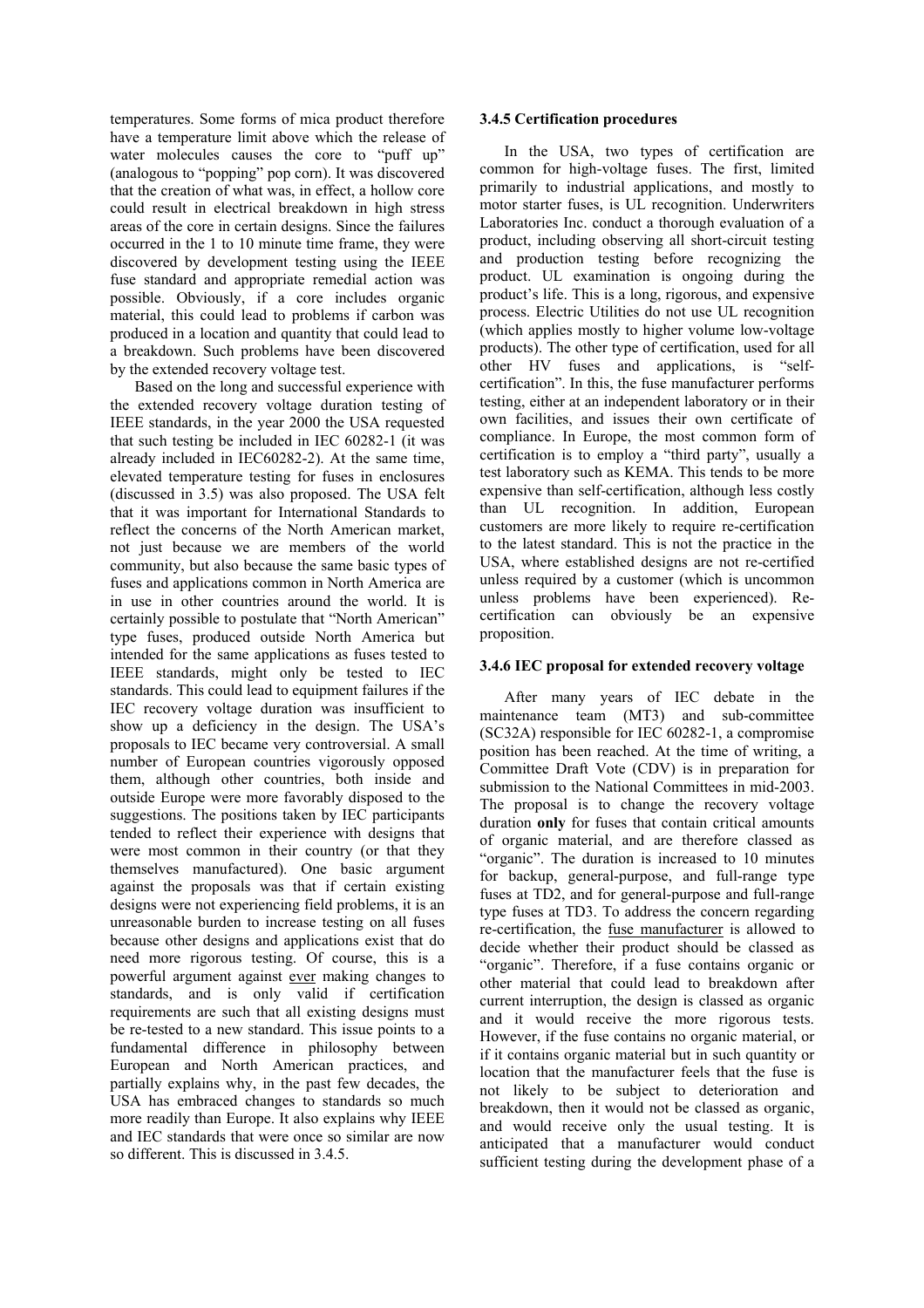temperatures. Some forms of mica product therefore have a temperature limit above which the release of water molecules causes the core to "puff up" (analogous to "popping" pop corn). It was discovered that the creation of what was, in effect, a hollow core could result in electrical breakdown in high stress areas of the core in certain designs. Since the failures occurred in the 1 to 10 minute time frame, they were discovered by development testing using the IEEE fuse standard and appropriate remedial action was possible. Obviously, if a core includes organic material, this could lead to problems if carbon was produced in a location and quantity that could lead to a breakdown. Such problems have been discovered by the extended recovery voltage test.

Based on the long and successful experience with the extended recovery voltage duration testing of IEEE standards, in the year 2000 the USA requested that such testing be included in IEC 60282-1 (it was already included in IEC60282-2). At the same time, elevated temperature testing for fuses in enclosures (discussed in 3.5) was also proposed. The USA felt that it was important for International Standards to reflect the concerns of the North American market, not just because we are members of the world community, but also because the same basic types of fuses and applications common in North America are in use in other countries around the world. It is certainly possible to postulate that "North American" type fuses, produced outside North America but intended for the same applications as fuses tested to IEEE standards, might only be tested to IEC standards. This could lead to equipment failures if the IEC recovery voltage duration was insufficient to show up a deficiency in the design. The USA's proposals to IEC became very controversial. A small number of European countries vigorously opposed them, although other countries, both inside and outside Europe were more favorably disposed to the suggestions. The positions taken by IEC participants tended to reflect their experience with designs that were most common in their country (or that they themselves manufactured). One basic argument against the proposals was that if certain existing designs were not experiencing field problems, it is an unreasonable burden to increase testing on all fuses because other designs and applications exist that do need more rigorous testing. Of course, this is a powerful argument against <u>ever</u> making changes to standards, and is only valid if certification requirements are such that all existing designs must be re-tested to a new standard. This issue points to a fundamental difference in philosophy between European and North American practices, and partially explains why, in the past few decades, the USA has embraced changes to standards so much more readily than Europe. It also explains why IEEE and IEC standards that were once so similar are now so different. This is discussed in 3.4.5.

### 3.4.5 Certification procedures

In the USA, two types of certification are common for high-voltage fuses. The first, limited primarily to industrial applications, and mostly to motor starter fuses, is UL recognition. Underwriters Laboratories Inc. conduct a thorough evaluation of a product, including observing all short-circuit testing and production testing before recognizing the product. UL examination is ongoing during the product's life. This is a long, rigorous, and expensive process. Electric Utilities do not use UL recognition (which applies mostly to higher volume low-voltage products). The other type of certification, used for all other HV fuses and applications, is "self-certification". In this, the fuse manufacturer performs testing, either at an independent laboratory or in their own facilities, and issues their own certificate of compliance. In Europe, the most common form of certification is to employ a "third party", usually a test laboratory such as KEMA. This tends to be more expensive than self-certification, although less costly than UL recognition. In addition, European customers are more likely to require re-certification to the latest standard. This is not the practice in the USA, where established designs are not re-certified unless required by a customer (which is uncommon unless problems have been experienced). Re-certification can obviously be an expensive proposition.

### 3.4.6 IEC proposal for extended recovery voltage

After many years of IEC debate in the maintenance team (MT3) and sub-committee (SC32A) responsible for IEC 60282-1, a compromise position has been reached. At the time of writing, a Committee Draft Vote (CDV) is in preparation for submission to the National Committees in mid-2003. The proposal is to change the recovery voltage duration **only** for fuses that contain critical amounts of organic material, and are therefore classed as "organic". The duration is increased to 10 minutes for backup, general-purpose, and full-range type fuses at TD2, and for general-purpose and full-range type fuses at TD3. To address the concern regarding re-certification, the <u>fuse manufacturer</u> is allowed to decide whether their product should be classed as "organic". Therefore, if a fuse contains organic or other material that could lead to breakdown after current interruption, the design is classed as organic and it would receive the more rigorous tests. However, if the fuse contains no organic material, or if it contains organic material but in such quantity or location that the manufacturer feels that the fuse is not likely to be subject to deterioration and breakdown, then it would not be classed as organic, and would receive only the usual testing. It is anticipated that a manufacturer would conduct sufficient testing during the development phase of a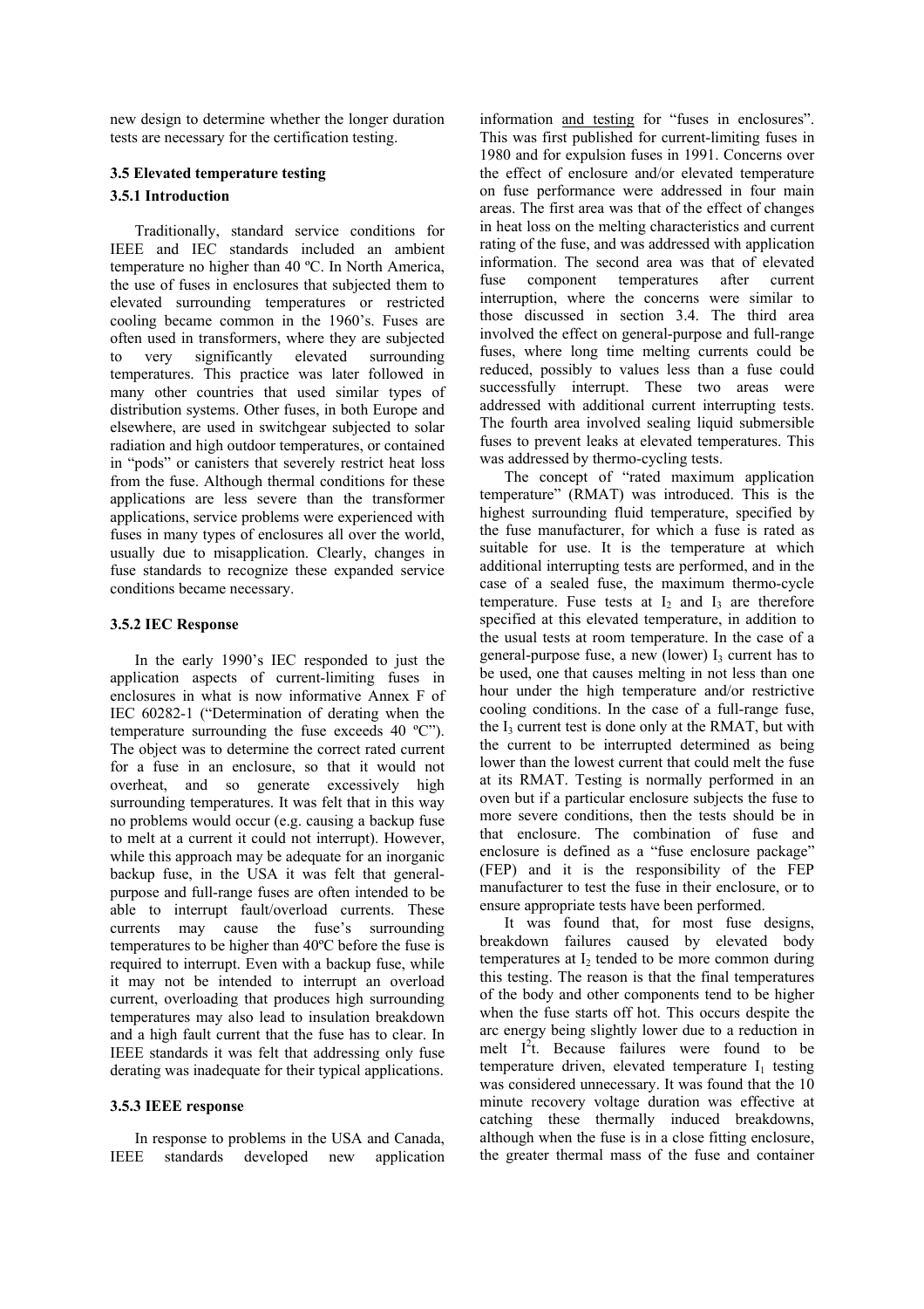new design to determine whether the longer duration tests are necessary for the certification testing.

### 3.5 Elevated temperature testing

#### 3.5.1 Introduction

Traditionally, standard service conditions for IEEE and IEC standards included an ambient temperature no higher than 40 ºC. In North America, the use of fuses in enclosures that subjected them to elevated surrounding temperatures or restricted cooling became common in the 1960's. Fuses are often used in transformers, where they are subjected to very significantly elevated surrounding temperatures. This practice was later followed in many other countries that used similar types of distribution systems. Other fuses, in both Europe and elsewhere, are used in switchgear subjected to solar radiation and high outdoor temperatures, or contained in "pods" or canisters that severely restrict heat loss from the fuse. Although thermal conditions for these applications are less severe than the transformer applications, service problems were experienced with fuses in many types of enclosures all over the world, usually due to misapplication. Clearly, changes in fuse standards to recognize these expanded service conditions became necessary.

#### 3.5.2 IEC Response

In the early 1990's IEC responded to just the application aspects of current-limiting fuses in enclosures in what is now informative Annex F of IEC 60282-1 ("Determination of derating when the temperature surrounding the fuse exceeds 40 ºC"). The object was to determine the correct rated current for a fuse in an enclosure, so that it would not overheat, and so generate excessively high surrounding temperatures. It was felt that in this way no problems would occur (e.g. causing a backup fuse to melt at a current it could not interrupt). However, while this approach may be adequate for an inorganic backup fuse, in the USA it was felt that general-purpose and full-range fuses are often intended to be able to interrupt fault/overload currents. These currents may cause the fuse's surrounding temperatures to be higher than 40ºC before the fuse is required to interrupt. Even with a backup fuse, while it may not be intended to interrupt an overload current, overloading that produces high surrounding temperatures may also lead to insulation breakdown and a high fault current that the fuse has to clear. In IEEE standards it was felt that addressing only fuse derating was inadequate for their typical applications.

#### 3.5.3 IEEE response

In response to problems in the USA and Canada, IEEE standards developed new application information and testing for "fuses in enclosures". This was first published for current-limiting fuses in 1980 and for expulsion fuses in 1991. Concerns over the effect of enclosure and/or elevated temperature on fuse performance were addressed in four main areas. The first area was that of the effect of changes in heat loss on the melting characteristics and current rating of the fuse, and was addressed with application information. The second area was that of elevated fuse component temperatures after current interruption, where the concerns were similar to those discussed in section 3.4. The third area involved the effect on general-purpose and full-range fuses, where long time melting currents could be reduced, possibly to values less than a fuse could successfully interrupt. These two areas were addressed with additional current interrupting tests. The fourth area involved sealing liquid submersible fuses to prevent leaks at elevated temperatures. This was addressed by thermo-cycling tests.

The concept of "rated maximum application temperature" (RMAT) was introduced. This is the highest surrounding fluid temperature, specified by the fuse manufacturer, for which a fuse is rated as suitable for use. It is the temperature at which additional interrupting tests are performed, and in the case of a sealed fuse, the maximum thermo-cycle temperature. Fuse tests at $I_2$ and $I_3$ are therefore specified at this elevated temperature, in addition to the usual tests at room temperature. In the case of a general-purpose fuse, a new (lower) $I_3$ current has to be used, one that causes melting in not less than one hour under the high temperature and/or restrictive cooling conditions. In the case of a full-range fuse, the $I_3$ current test is done only at the RMAT, but with the current to be interrupted determined as being lower than the lowest current that could melt the fuse at its RMAT. Testing is normally performed in an oven but if a particular enclosure subjects the fuse to more severe conditions, then the tests should be in that enclosure. The combination of fuse and enclosure is defined as a "fuse enclosure package" (FEP) and it is the responsibility of the FEP manufacturer to test the fuse in their enclosure, or to ensure appropriate tests have been performed.

It was found that, for most fuse designs, breakdown failures caused by elevated body temperatures at $I_2$ tended to be more common during this testing. The reason is that the final temperatures of the body and other components tend to be higher when the fuse starts off hot. This occurs despite the arc energy being slightly lower due to a reduction in melt $I^2t$. Because failures were found to be temperature driven, elevated temperature $I_1$ testing was considered unnecessary. It was found that the 10 minute recovery voltage duration was effective at catching these thermally induced breakdowns, although when the fuse is in a close fitting enclosure, the greater thermal mass of the fuse and container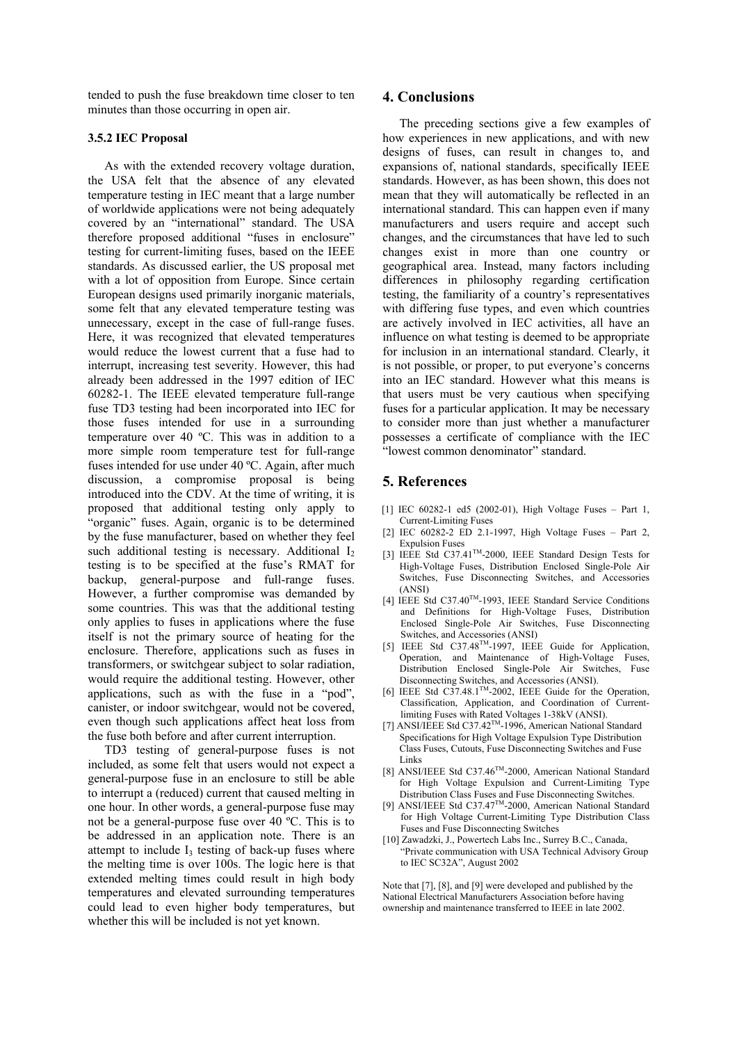tended to push the fuse breakdown time closer to ten minutes than those occurring in open air.

#### 3.5.2 IEC Proposal

As with the extended recovery voltage duration, the USA felt that the absence of any elevated temperature testing in IEC meant that a large number of worldwide applications were not being adequately covered by an "international" standard. The USA therefore proposed additional "fuses in enclosure" testing for current-limiting fuses, based on the IEEE standards. As discussed earlier, the US proposal met with a lot of opposition from Europe. Since certain European designs used primarily inorganic materials, some felt that any elevated temperature testing was unnecessary, except in the case of full-range fuses. Here, it was recognized that elevated temperatures would reduce the lowest current that a fuse had to interrupt, increasing test severity. However, this had already been addressed in the 1997 edition of IEC 60282-1. The IEEE elevated temperature full-range fuse TD3 testing had been incorporated into IEC for those fuses intended for use in a surrounding temperature over 40 ºC. This was in addition to a more simple room temperature test for full-range fuses intended for use under 40 ºC. Again, after much discussion, a compromise proposal is being introduced into the CDV. At the time of writing, it is proposed that additional testing only apply to "organic" fuses. Again, organic is to be determined by the fuse manufacturer, based on whether they feel such additional testing is necessary. Additional $I_2$ testing is to be specified at the fuse's RMAT for backup, general-purpose and full-range fuses. However, a further compromise was demanded by some countries. This was that the additional testing only applies to fuses in applications where the fuse itself is not the primary source of heating for the enclosure. Therefore, applications such as fuses in transformers, or switchgear subject to solar radiation, would require the additional testing. However, other applications, such as with the fuse in a "pod", canister, or indoor switchgear, would not be covered, even though such applications affect heat loss from the fuse both before and after current interruption.

TD3 testing of general-purpose fuses is not included, as some felt that users would not expect a general-purpose fuse in an enclosure to still be able to interrupt a (reduced) current that caused melting in one hour. In other words, a general-purpose fuse may not be a general-purpose fuse over 40 ºC. This is to be addressed in an application note. There is an attempt to include $I_3$ testing of back-up fuses where the melting time is over 100s. The logic here is that extended melting times could result in high body temperatures and elevated surrounding temperatures could lead to even higher body temperatures, but whether this will be included is not yet known.

## 4. Conclusions

The preceding sections give a few examples of how experiences in new applications, and with new designs of fuses, can result in changes to, and expansions of, national standards, specifically IEEE standards. However, as has been shown, this does not mean that they will automatically be reflected in an international standard. This can happen even if many manufacturers and users require and accept such changes, and the circumstances that have led to such changes exist in more than one country or geographical area. Instead, many factors including differences in philosophy regarding certification testing, the familiarity of a country's representatives with differing fuse types, and even which countries are actively involved in IEC activities, all have an influence on what testing is deemed to be appropriate for inclusion in an international standard. Clearly, it is not possible, or proper, to put everyone's concerns into an IEC standard. However what this means is that users must be very cautious when specifying fuses for a particular application. It may be necessary to consider more than just whether a manufacturer possesses a certificate of compliance with the IEC "lowest common denominator" standard.

## 5. References

[1] IEC 60282-1 ed5 (2002-01), High Voltage Fuses – Part 1, Current-Limiting Fuses

[2] IEC 60282-2 ED 2.1-1997, High Voltage Fuses – Part 2, Expulsion Fuses

[3] IEEE Std C37.41™-2000, IEEE Standard Design Tests for High-Voltage Fuses, Distribution Enclosed Single-Pole Air Switches, Fuse Disconnecting Switches, and Accessories (ANSI)

[4] IEEE Std C37.40™-1993, IEEE Standard Service Conditions and Definitions for High-Voltage Fuses, Distribution Enclosed Single-Pole Air Switches, Fuse Disconnecting Switches, and Accessories (ANSI)

[5] IEEE Std C37.48™-1997, IEEE Guide for Application, Operation, and Maintenance of High-Voltage Fuses, Distribution Enclosed Single-Pole Air Switches, Fuse Disconnecting Switches, and Accessories (ANSI).

[6] IEEE Std C37.48.1™-2002, IEEE Guide for the Operation, Classification, Application, and Coordination of Current-limiting Fuses with Rated Voltages 1-38kV (ANSI).

[7] ANSI/IEEE Std C37.42™-1996, American National Standard Specifications for High Voltage Expulsion Type Distribution Class Fuses, Cutouts, Fuse Disconnecting Switches and Fuse Links

[8] ANSI/IEEE Std C37.46™-2000, American National Standard for High Voltage Expulsion and Current-Limiting Type Distribution Class Fuses and Fuse Disconnecting Switches.

[9] ANSI/IEEE Std C37.47™-2000, American National Standard for High Voltage Current-Limiting Type Distribution Class Fuses and Fuse Disconnecting Switches

[10] Zawadzki, J., Powertech Labs Inc., Surrey B.C., Canada, "Private communication with USA Technical Advisory Group to IEC SC32A", August 2002

Note that [7], [8], and [9] were developed and published by the National Electrical Manufacturers Association before having ownership and maintenance transferred to IEEE in late 2002.